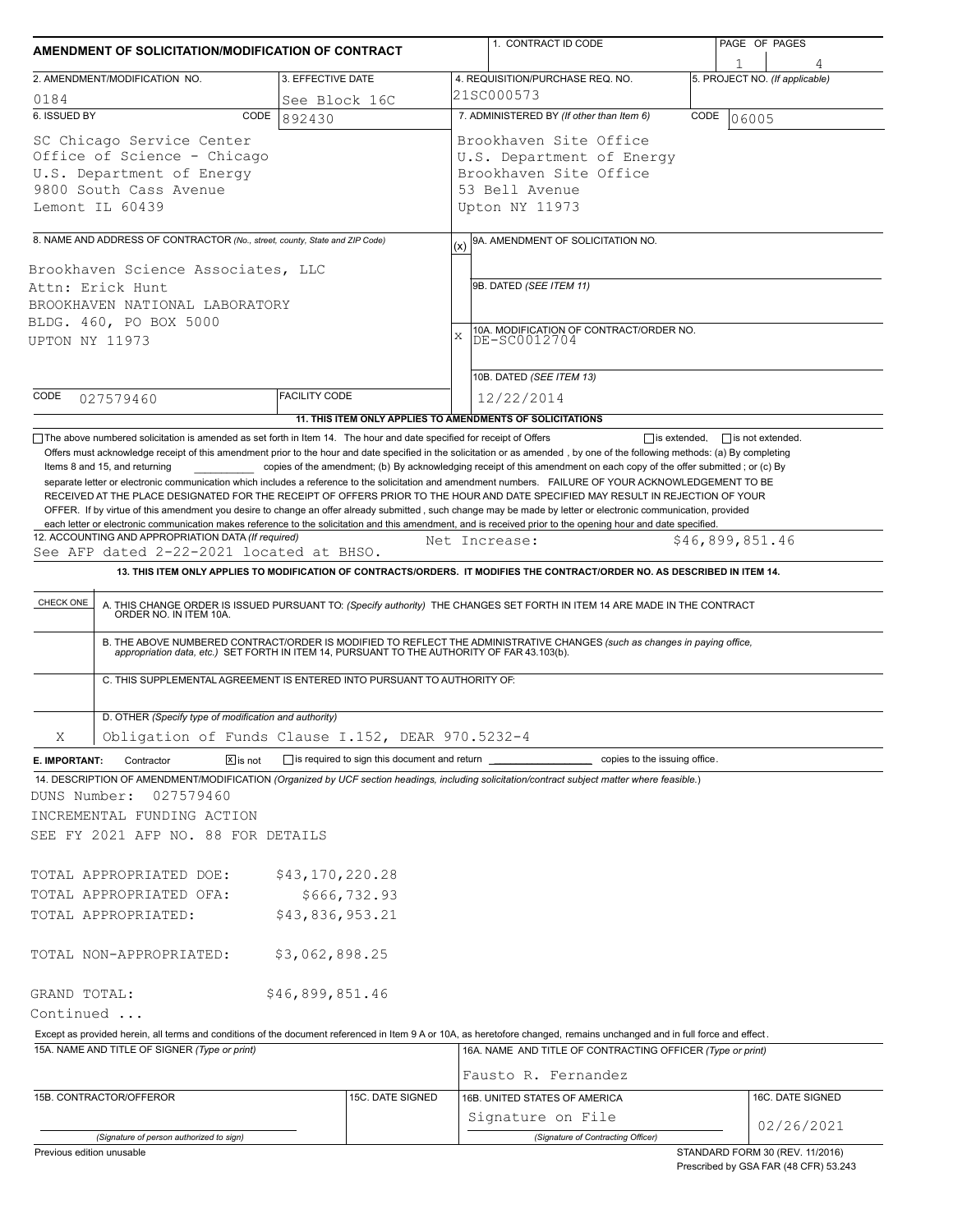# AMENDMENT OF SOLICITATION/MODIFICATION OF CONTRACT

| 1. CONTRACT ID CODE | PAGE OF PAGES |
|---|---|
| | 1 4 |

| 2. AMENDMENT/MODIFICATION NO. | 3. EFFECTIVE DATE | 4. REQUISITION/PURCHASE REQ. NO. | 5. PROJECT NO. (If applicable) |
|---|---|---|---|
| 0184 | See Block 16C | 21SC000573 | |

| 6. ISSUED BY CODE 892430 | 7. ADMINISTERED BY (If other than Item 6) CODE 06005 |
|---|---|
| SC Chicago Service Center<br>Office of Science - Chicago<br>U.S. Department of Energy<br>9800 South Cass Avenue<br>Lemont IL 60439 | Brookhaven Site Office<br>U.S. Department of Energy<br>Brookhaven Site Office<br>53 Bell Avenue<br>Upton NY 11973 |

**8. NAME AND ADDRESS OF CONTRACTOR** (No., street, county, State and ZIP Code)

Brookhaven Science Associates, LLC
Attn: Erick Hunt
BROOKHAVEN NATIONAL LABORATORY
BLDG. 460, PO BOX 5000
UPTON NY 11973

CODE 027579460 FACILITY CODE

(x) 9A. AMENDMENT OF SOLICITATION NO.

9B. DATED (SEE ITEM 11)

X 10A. MODIFICATION OF CONTRACT/ORDER NO.
DE-SC0012704

10B. DATED (SEE ITEM 13)
12/22/2014

**11. THIS ITEM ONLY APPLIES TO AMENDMENTS OF SOLICITATIONS**

☐ The above numbered solicitation is amended as set forth in Item 14. The hour and date specified for receipt of Offers ☐ is extended, ☐ is not extended.

Offers must acknowledge receipt of this amendment prior to the hour and date specified in the solicitation or as amended, by one of the following methods: (a) By completing Items 8 and 15, and returning __________ copies of the amendment; (b) By acknowledging receipt of this amendment on each copy of the offer submitted ; or (c) By separate letter or electronic communication which includes a reference to the solicitation and amendment numbers. FAILURE OF YOUR ACKNOWLEDGEMENT TO BE RECEIVED AT THE PLACE DESIGNATED FOR THE RECEIPT OF OFFERS PRIOR TO THE HOUR AND DATE SPECIFIED MAY RESULT IN REJECTION OF YOUR OFFER. If by virtue of this amendment you desire to change an offer already submitted , such change may be made by letter or electronic communication, provided each letter or electronic communication makes reference to the solicitation and this amendment, and is received prior to the opening hour and date specified.

**12. ACCOUNTING AND APPROPRIATION DATA** (If required)
See AFP dated 2-22-2021 located at BHSO. Net Increase: $46,899,851.46

**13. THIS ITEM ONLY APPLIES TO MODIFICATION OF CONTRACTS/ORDERS. IT MODIFIES THE CONTRACT/ORDER NO. AS DESCRIBED IN ITEM 14.**

| CHECK ONE | |
|---|---|
| | A. THIS CHANGE ORDER IS ISSUED PURSUANT TO: (Specify authority) THE CHANGES SET FORTH IN ITEM 14 ARE MADE IN THE CONTRACT ORDER NO. IN ITEM 10A. |
| | B. THE ABOVE NUMBERED CONTRACT/ORDER IS MODIFIED TO REFLECT THE ADMINISTRATIVE CHANGES (such as changes in paying office, appropriation data, etc.) SET FORTH IN ITEM 14, PURSUANT TO THE AUTHORITY OF FAR 43.103(b). |
| | C. THIS SUPPLEMENTAL AGREEMENT IS ENTERED INTO PURSUANT TO AUTHORITY OF: |
| X | D. OTHER (Specify type of modification and authority)<br>Obligation of Funds Clause I.152, DEAR 970.5232-4 |

**E. IMPORTANT:** Contractor ☒ is not ☐ is required to sign this document and return __________ copies to the issuing office.

**14. DESCRIPTION OF AMENDMENT/MODIFICATION** (Organized by UCF section headings, including solicitation/contract subject matter where feasible.)

DUNS Number: 027579460
INCREMENTAL FUNDING ACTION
SEE FY 2021 AFP NO. 88 FOR DETAILS

| | |
|---|---|
| TOTAL APPROPRIATED DOE: | $43,170,220.28 |
| TOTAL APPROPRIATED OFA: | $666,732.93 |
| TOTAL APPROPRIATED: | $43,836,953.21 |
| TOTAL NON-APPROPRIATED: | $3,062,898.25 |
| GRAND TOTAL: | $46,899,851.46 |

Continued ...

Except as provided herein, all terms and conditions of the document referenced in Item 9 A or 10A, as heretofore changed, remains unchanged and in full force and effect.

| 15A. NAME AND TITLE OF SIGNER (Type or print) | | 16A. NAME AND TITLE OF CONTRACTING OFFICER (Type or print) | |
|---|---|---|---|
| | | Fausto R. Fernandez | |
| 15B. CONTRACTOR/OFFEROR | 15C. DATE SIGNED | 16B. UNITED STATES OF AMERICA | 16C. DATE SIGNED |
| (Signature of person authorized to sign) | | Signature on File<br>(Signature of Contracting Officer) | 02/26/2021 |

Previous edition unusable

STANDARD FORM 30 (REV. 11/2016)
Prescribed by GSA FAR (48 CFR) 53.243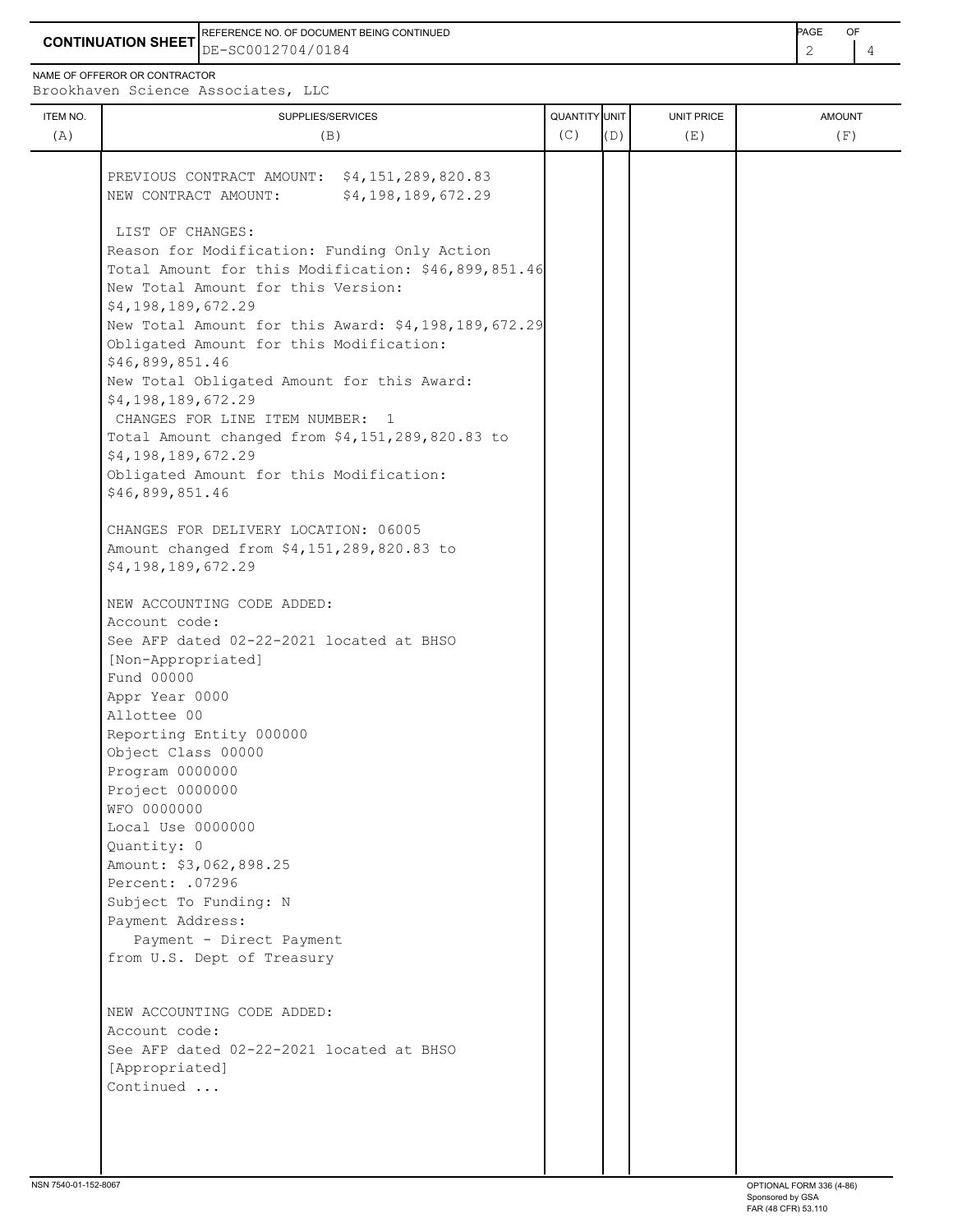**CONTINUATION SHEET**

REFERENCE NO. OF DOCUMENT BEING CONTINUED: DE-SC0012704/0184

NAME OF OFFEROR OR CONTRACTOR: Brookhaven Science Associates, LLC

| ITEM NO. (A) | SUPPLIES/SERVICES (B) | QUANTITY (C) | UNIT (D) | UNIT PRICE (E) | AMOUNT (F) |
|---|---|---|---|---|---|
| | PREVIOUS CONTRACT AMOUNT: $4,151,289,820.83<br>NEW CONTRACT AMOUNT: $4,198,189,672.29<br><br>LIST OF CHANGES:<br>Reason for Modification: Funding Only Action<br>Total Amount for this Modification: $46,899,851.46<br>New Total Amount for this Version:<br>$4,198,189,672.29<br>New Total Amount for this Award: $4,198,189,672.29<br>Obligated Amount for this Modification:<br>$46,899,851.46<br>New Total Obligated Amount for this Award:<br>$4,198,189,672.29<br>CHANGES FOR LINE ITEM NUMBER: 1<br>Total Amount changed from $4,151,289,820.83 to<br>$4,198,189,672.29<br>Obligated Amount for this Modification:<br>$46,899,851.46<br><br>CHANGES FOR DELIVERY LOCATION: 06005<br>Amount changed from $4,151,289,820.83 to<br>$4,198,189,672.29<br><br>NEW ACCOUNTING CODE ADDED:<br>Account code:<br>See AFP dated 02-22-2021 located at BHSO<br>[Non-Appropriated]<br>Fund 00000<br>Appr Year 0000<br>Allottee 00<br>Reporting Entity 000000<br>Object Class 00000<br>Program 0000000<br>Project 0000000<br>WFO 0000000<br>Local Use 0000000<br>Quantity: 0<br>Amount: $3,062,898.25<br>Percent: .07296<br>Subject To Funding: N<br>Payment Address:<br>Payment - Direct Payment<br>from U.S. Dept of Treasury<br><br>NEW ACCOUNTING CODE ADDED:<br>Account code:<br>See AFP dated 02-22-2021 located at BHSO<br>[Appropriated]<br>Continued ... | | | | |

NSN 7540-01-152-8067

OPTIONAL FORM 336 (4-86)
Sponsored by GSA
FAR (48 CFR) 53.110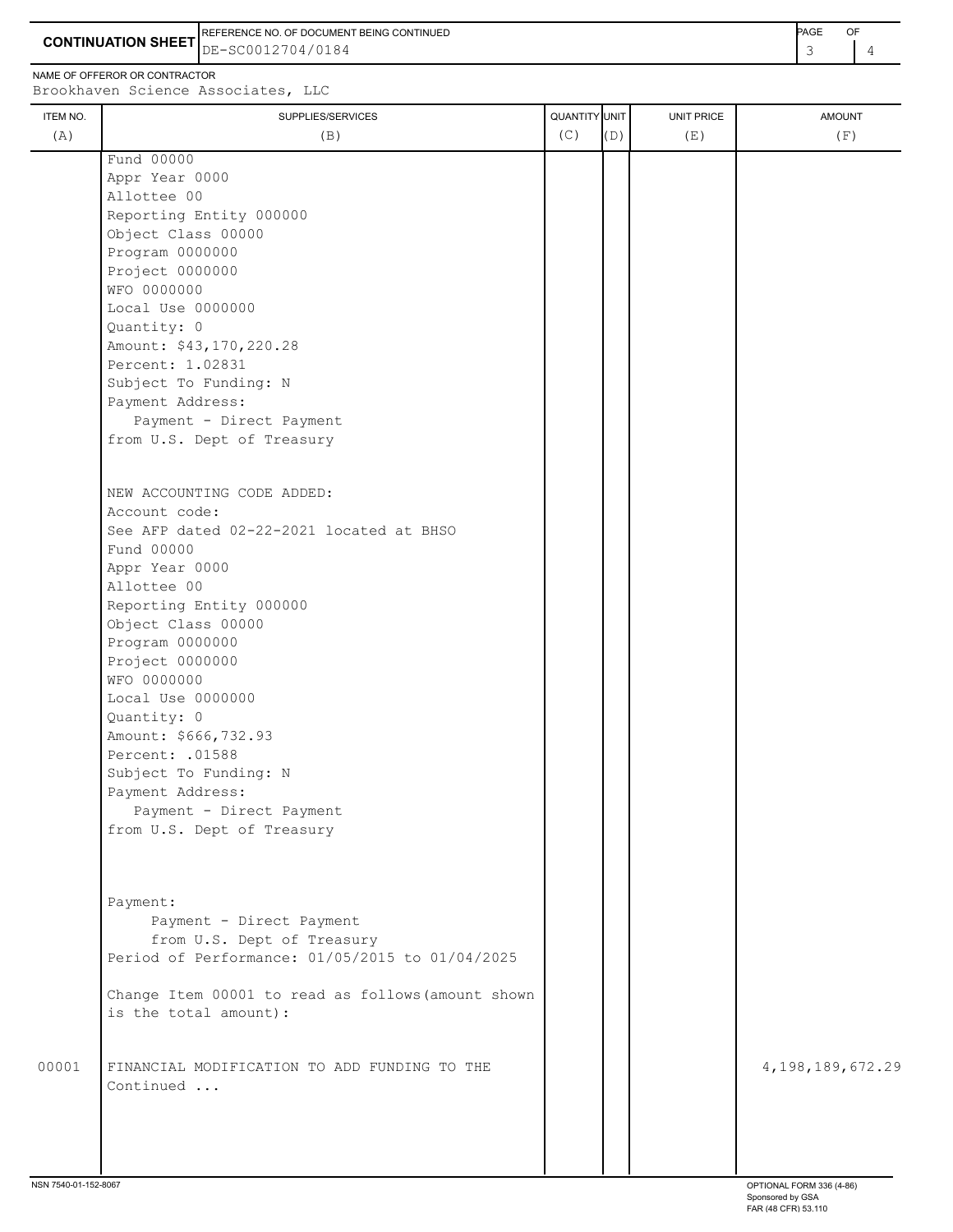**CONTINUATION SHEET**

REFERENCE NO. OF DOCUMENT BEING CONTINUED: DE-SC0012704/0184

NAME OF OFFEROR OR CONTRACTOR: Brookhaven Science Associates, LLC

| ITEM NO. (A) | SUPPLIES/SERVICES (B) | QUANTITY (C) | UNIT (D) | UNIT PRICE (E) | AMOUNT (F) |
|---|---|---|---|---|---|
| | Fund 00000<br>Appr Year 0000<br>Allottee 00<br>Reporting Entity 000000<br>Object Class 00000<br>Program 0000000<br>Project 0000000<br>WFO 0000000<br>Local Use 0000000<br>Quantity: 0<br>Amount: $43,170,220.28<br>Percent: 1.02831<br>Subject To Funding: N<br>Payment Address:<br>Payment - Direct Payment<br>from U.S. Dept of Treasury | | | | |
| | NEW ACCOUNTING CODE ADDED:<br>Account code:<br>See AFP dated 02-22-2021 located at BHSO<br>Fund 00000<br>Appr Year 0000<br>Allottee 00<br>Reporting Entity 000000<br>Object Class 00000<br>Program 0000000<br>Project 0000000<br>WFO 0000000<br>Local Use 0000000<br>Quantity: 0<br>Amount: $666,732.93<br>Percent: .01588<br>Subject To Funding: N<br>Payment Address:<br>Payment - Direct Payment<br>from U.S. Dept of Treasury | | | | |
| | Payment:<br>Payment - Direct Payment<br>from U.S. Dept of Treasury<br>Period of Performance: 01/05/2015 to 01/04/2025 | | | | |
| | Change Item 00001 to read as follows(amount shown is the total amount): | | | | |
| 00001 | FINANCIAL MODIFICATION TO ADD FUNDING TO THE<br>Continued ... | | | | 4,198,189,672.29 |

NSN 7540-01-152-8067

OPTIONAL FORM 336 (4-86)
Sponsored by GSA
FAR (48 CFR) 53.110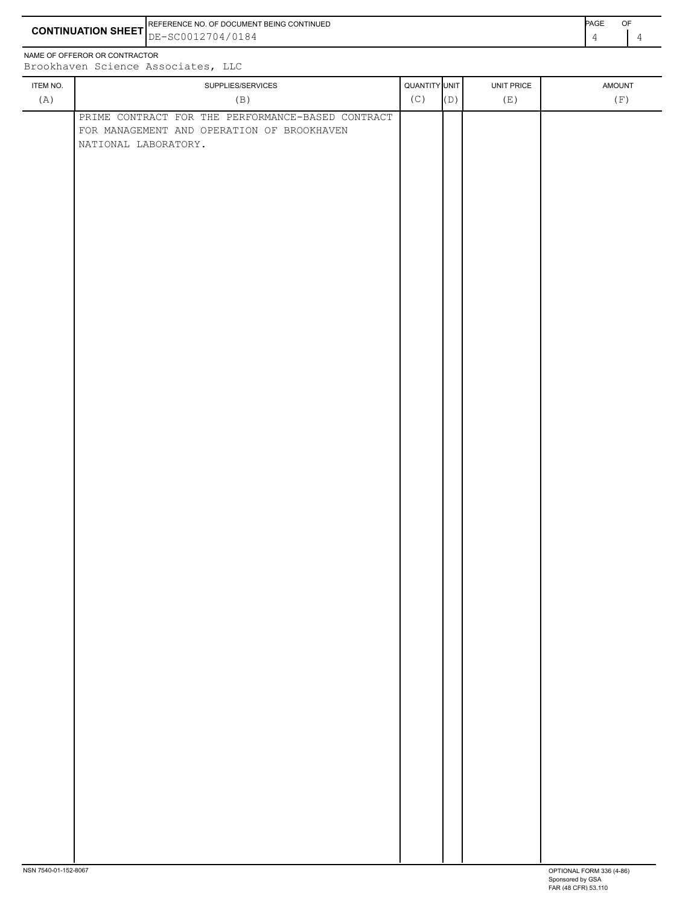**CONTINUATION SHEET**

REFERENCE NO. OF DOCUMENT BEING CONTINUED: DE-SC0012704/0184

NAME OF OFFEROR OR CONTRACTOR: Brookhaven Science Associates, LLC

| ITEM NO. (A) | SUPPLIES/SERVICES (B) | QUANTITY (C) | UNIT (D) | UNIT PRICE (E) | AMOUNT (F) |
|---|---|---|---|---|---|
| | PRIME CONTRACT FOR THE PERFORMANCE-BASED CONTRACT FOR MANAGEMENT AND OPERATION OF BROOKHAVEN NATIONAL LABORATORY. | | | | |

NSN 7540-01-152-8067

OPTIONAL FORM 336 (4-86)
Sponsored by GSA
FAR (48 CFR) 53.110